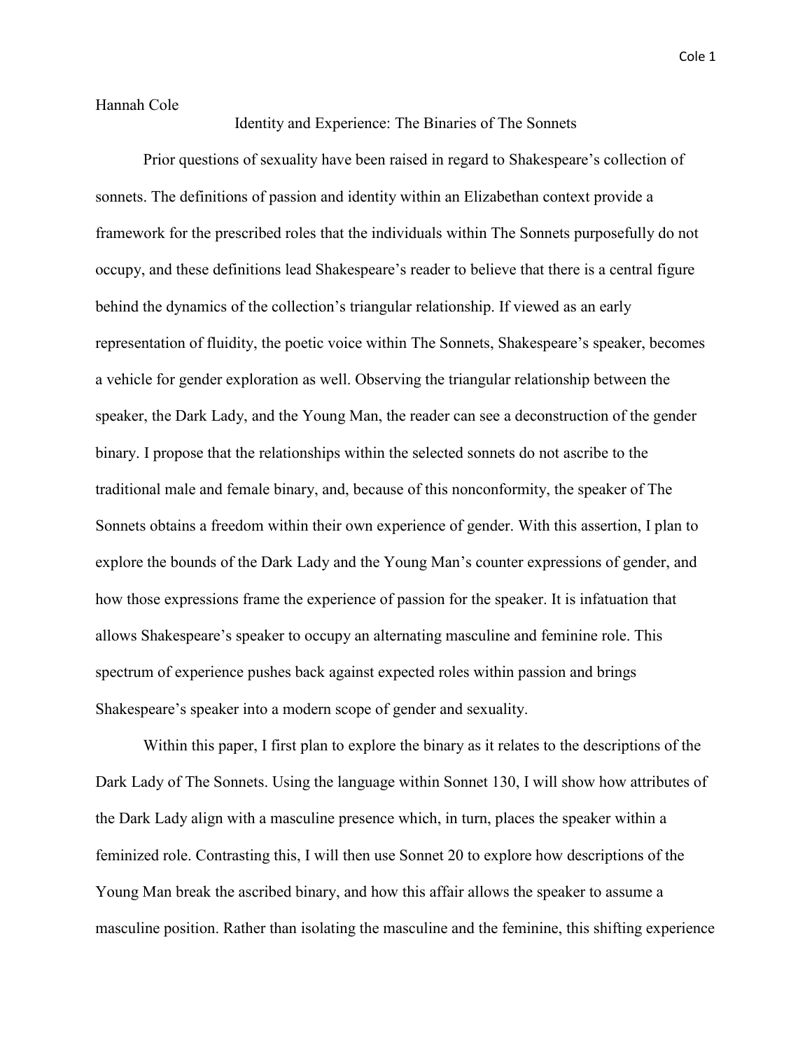Hannah Cole

# Identity and Experience: The Binaries of The Sonnets

Prior questions of sexuality have been raised in regard to Shakespeare's collection of sonnets. The definitions of passion and identity within an Elizabethan context provide a framework for the prescribed roles that the individuals within The Sonnets purposefully do not occupy, and these definitions lead Shakespeare's reader to believe that there is a central figure behind the dynamics of the collection's triangular relationship. If viewed as an early representation of fluidity, the poetic voice within The Sonnets, Shakespeare's speaker, becomes a vehicle for gender exploration as well. Observing the triangular relationship between the speaker, the Dark Lady, and the Young Man, the reader can see a deconstruction of the gender binary. I propose that the relationships within the selected sonnets do not ascribe to the traditional male and female binary, and, because of this nonconformity, the speaker of The Sonnets obtains a freedom within their own experience of gender. With this assertion, I plan to explore the bounds of the Dark Lady and the Young Man's counter expressions of gender, and how those expressions frame the experience of passion for the speaker. It is infatuation that allows Shakespeare's speaker to occupy an alternating masculine and feminine role. This spectrum of experience pushes back against expected roles within passion and brings Shakespeare's speaker into a modern scope of gender and sexuality.

Within this paper, I first plan to explore the binary as it relates to the descriptions of the Dark Lady of The Sonnets. Using the language within Sonnet 130, I will show how attributes of the Dark Lady align with a masculine presence which, in turn, places the speaker within a feminized role. Contrasting this, I will then use Sonnet 20 to explore how descriptions of the Young Man break the ascribed binary, and how this affair allows the speaker to assume a masculine position. Rather than isolating the masculine and the feminine, this shifting experience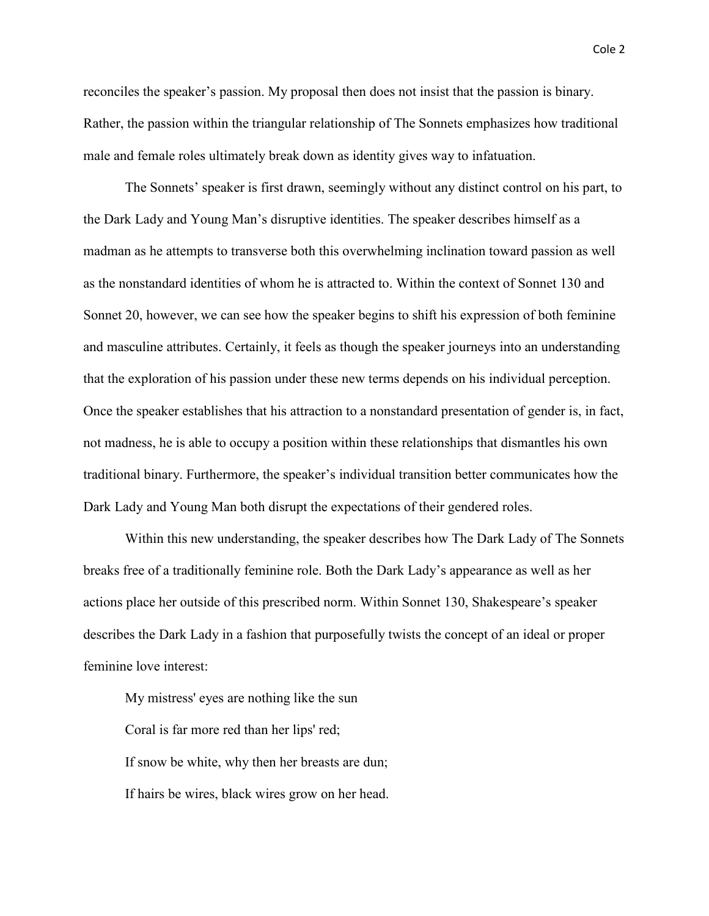reconciles the speaker's passion. My proposal then does not insist that the passion is binary. Rather, the passion within the triangular relationship of The Sonnets emphasizes how traditional male and female roles ultimately break down as identity gives way to infatuation.

The Sonnets' speaker is first drawn, seemingly without any distinct control on his part, to the Dark Lady and Young Man's disruptive identities. The speaker describes himself as a madman as he attempts to transverse both this overwhelming inclination toward passion as well as the nonstandard identities of whom he is attracted to. Within the context of Sonnet 130 and Sonnet 20, however, we can see how the speaker begins to shift his expression of both feminine and masculine attributes. Certainly, it feels as though the speaker journeys into an understanding that the exploration of his passion under these new terms depends on his individual perception. Once the speaker establishes that his attraction to a nonstandard presentation of gender is, in fact, not madness, he is able to occupy a position within these relationships that dismantles his own traditional binary. Furthermore, the speaker's individual transition better communicates how the Dark Lady and Young Man both disrupt the expectations of their gendered roles.

Within this new understanding, the speaker describes how The Dark Lady of The Sonnets breaks free of a traditionally feminine role. Both the Dark Lady's appearance as well as her actions place her outside of this prescribed norm. Within Sonnet 130, Shakespeare's speaker describes the Dark Lady in a fashion that purposefully twists the concept of an ideal or proper feminine love interest:

> My mistress' eyes are nothing like the sun
>
> Coral is far more red than her lips' red;
>
> If snow be white, why then her breasts are dun;
>
> If hairs be wires, black wires grow on her head.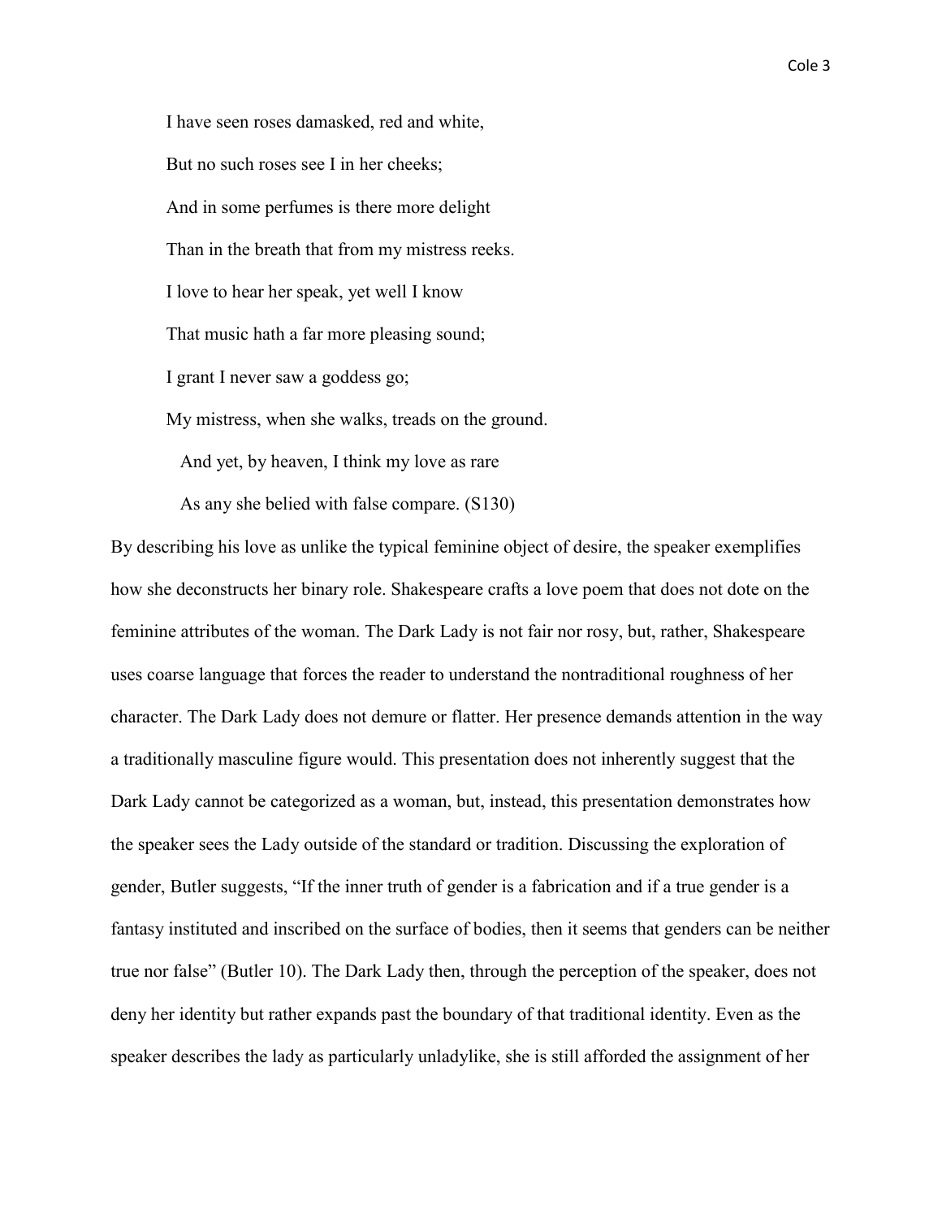I have seen roses damasked, red and white,  
But no such roses see I in her cheeks;  
And in some perfumes is there more delight  
Than in the breath that from my mistress reeks.  
I love to hear her speak, yet well I know  
That music hath a far more pleasing sound;  
I grant I never saw a goddess go;  
My mistress, when she walks, treads on the ground.  
  And yet, by heaven, I think my love as rare  
  As any she belied with false compare. (S130)

By describing his love as unlike the typical feminine object of desire, the speaker exemplifies how she deconstructs her binary role. Shakespeare crafts a love poem that does not dote on the feminine attributes of the woman. The Dark Lady is not fair nor rosy, but, rather, Shakespeare uses coarse language that forces the reader to understand the nontraditional roughness of her character. The Dark Lady does not demure or flatter. Her presence demands attention in the way a traditionally masculine figure would. This presentation does not inherently suggest that the Dark Lady cannot be categorized as a woman, but, instead, this presentation demonstrates how the speaker sees the Lady outside of the standard or tradition. Discussing the exploration of gender, Butler suggests, "If the inner truth of gender is a fabrication and if a true gender is a fantasy instituted and inscribed on the surface of bodies, then it seems that genders can be neither true nor false" (Butler 10). The Dark Lady then, through the perception of the speaker, does not deny her identity but rather expands past the boundary of that traditional identity. Even as the speaker describes the lady as particularly unladylike, she is still afforded the assignment of her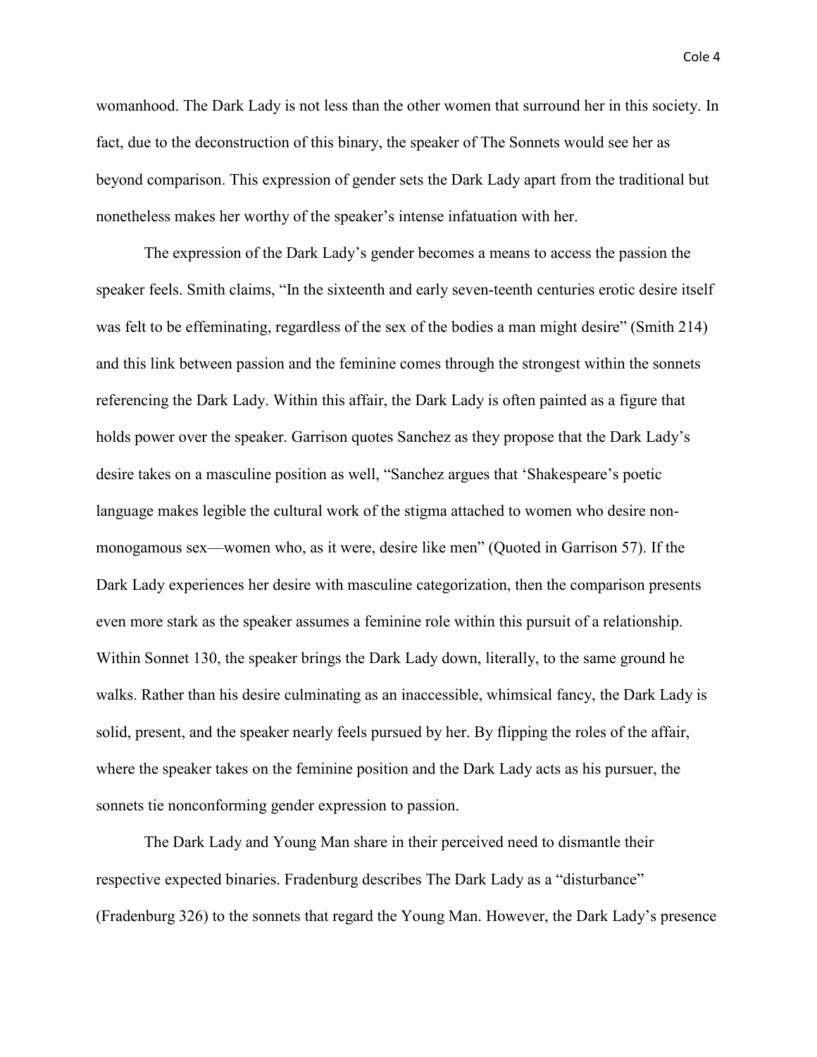womanhood. The Dark Lady is not less than the other women that surround her in this society. In fact, due to the deconstruction of this binary, the speaker of The Sonnets would see her as beyond comparison. This expression of gender sets the Dark Lady apart from the traditional but nonetheless makes her worthy of the speaker's intense infatuation with her.

The expression of the Dark Lady's gender becomes a means to access the passion the speaker feels. Smith claims, "In the sixteenth and early seven-teenth centuries erotic desire itself was felt to be effeminating, regardless of the sex of the bodies a man might desire" (Smith 214) and this link between passion and the feminine comes through the strongest within the sonnets referencing the Dark Lady. Within this affair, the Dark Lady is often painted as a figure that holds power over the speaker. Garrison quotes Sanchez as they propose that the Dark Lady's desire takes on a masculine position as well, "Sanchez argues that 'Shakespeare's poetic language makes legible the cultural work of the stigma attached to women who desire non-monogamous sex—women who, as it were, desire like men" (Quoted in Garrison 57). If the Dark Lady experiences her desire with masculine categorization, then the comparison presents even more stark as the speaker assumes a feminine role within this pursuit of a relationship. Within Sonnet 130, the speaker brings the Dark Lady down, literally, to the same ground he walks. Rather than his desire culminating as an inaccessible, whimsical fancy, the Dark Lady is solid, present, and the speaker nearly feels pursued by her. By flipping the roles of the affair, where the speaker takes on the feminine position and the Dark Lady acts as his pursuer, the sonnets tie nonconforming gender expression to passion.

The Dark Lady and Young Man share in their perceived need to dismantle their respective expected binaries. Fradenburg describes The Dark Lady as a "disturbance" (Fradenburg 326) to the sonnets that regard the Young Man. However, the Dark Lady's presence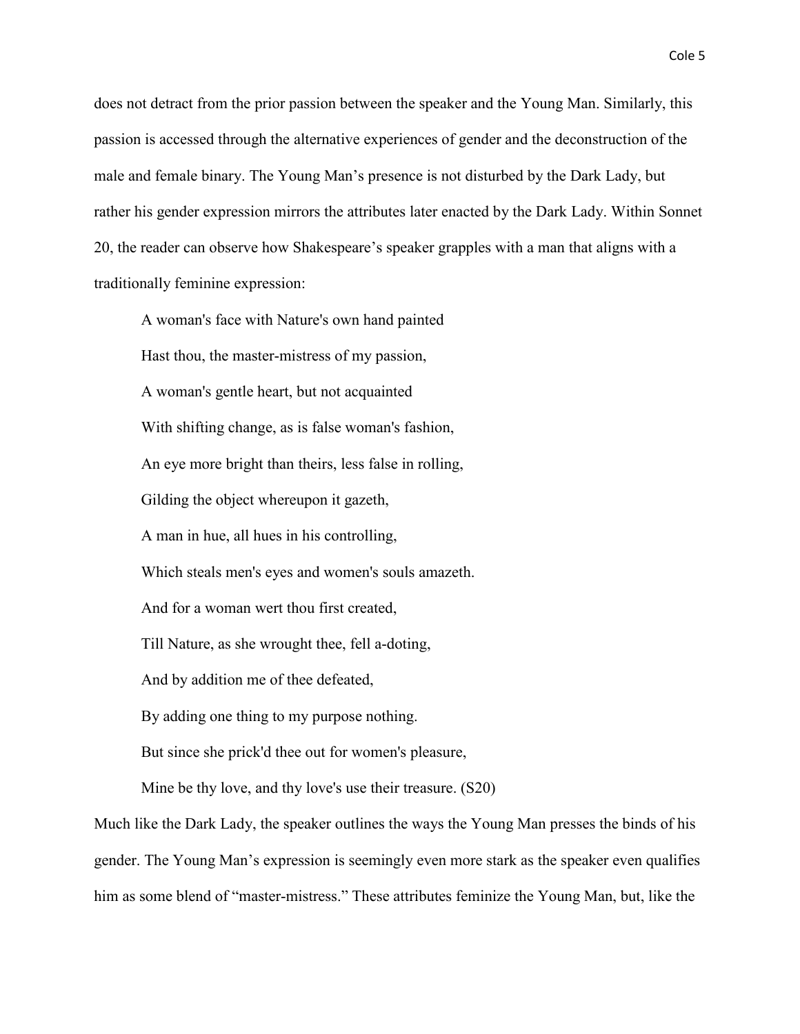does not detract from the prior passion between the speaker and the Young Man. Similarly, this passion is accessed through the alternative experiences of gender and the deconstruction of the male and female binary. The Young Man's presence is not disturbed by the Dark Lady, but rather his gender expression mirrors the attributes later enacted by the Dark Lady. Within Sonnet 20, the reader can observe how Shakespeare's speaker grapples with a man that aligns with a traditionally feminine expression:

> A woman's face with Nature's own hand painted
>
> Hast thou, the master-mistress of my passion,
>
> A woman's gentle heart, but not acquainted
>
> With shifting change, as is false woman's fashion,
>
> An eye more bright than theirs, less false in rolling,
>
> Gilding the object whereupon it gazeth,
>
> A man in hue, all hues in his controlling,
>
> Which steals men's eyes and women's souls amazeth.
>
> And for a woman wert thou first created,
>
> Till Nature, as she wrought thee, fell a-doting,
>
> And by addition me of thee defeated,
>
> By adding one thing to my purpose nothing.
>
> But since she prick'd thee out for women's pleasure,
>
> Mine be thy love, and thy love's use their treasure. (S20)

Much like the Dark Lady, the speaker outlines the ways the Young Man presses the binds of his gender. The Young Man's expression is seemingly even more stark as the speaker even qualifies him as some blend of "master-mistress." These attributes feminize the Young Man, but, like the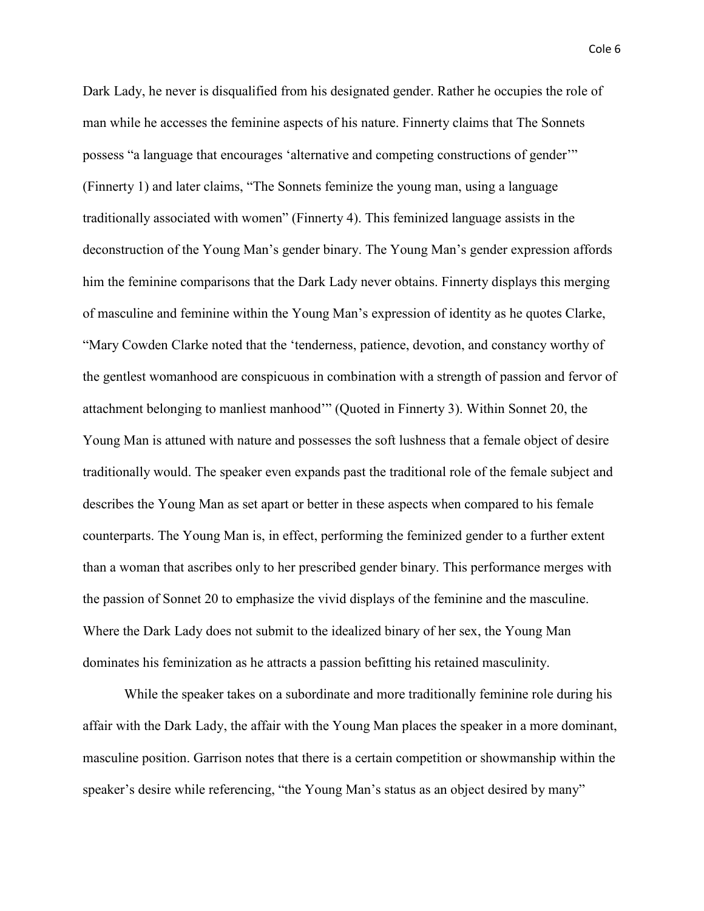Dark Lady, he never is disqualified from his designated gender. Rather he occupies the role of man while he accesses the feminine aspects of his nature. Finnerty claims that The Sonnets possess “a language that encourages ‘alternative and competing constructions of gender’” (Finnerty 1) and later claims, “The Sonnets feminize the young man, using a language traditionally associated with women” (Finnerty 4). This feminized language assists in the deconstruction of the Young Man’s gender binary. The Young Man’s gender expression affords him the feminine comparisons that the Dark Lady never obtains. Finnerty displays this merging of masculine and feminine within the Young Man’s expression of identity as he quotes Clarke, “Mary Cowden Clarke noted that the ‘tenderness, patience, devotion, and constancy worthy of the gentlest womanhood are conspicuous in combination with a strength of passion and fervor of attachment belonging to manliest manhood’” (Quoted in Finnerty 3). Within Sonnet 20, the Young Man is attuned with nature and possesses the soft lushness that a female object of desire traditionally would. The speaker even expands past the traditional role of the female subject and describes the Young Man as set apart or better in these aspects when compared to his female counterparts. The Young Man is, in effect, performing the feminized gender to a further extent than a woman that ascribes only to her prescribed gender binary. This performance merges with the passion of Sonnet 20 to emphasize the vivid displays of the feminine and the masculine. Where the Dark Lady does not submit to the idealized binary of her sex, the Young Man dominates his feminization as he attracts a passion befitting his retained masculinity.

While the speaker takes on a subordinate and more traditionally feminine role during his affair with the Dark Lady, the affair with the Young Man places the speaker in a more dominant, masculine position. Garrison notes that there is a certain competition or showmanship within the speaker’s desire while referencing, “the Young Man’s status as an object desired by many”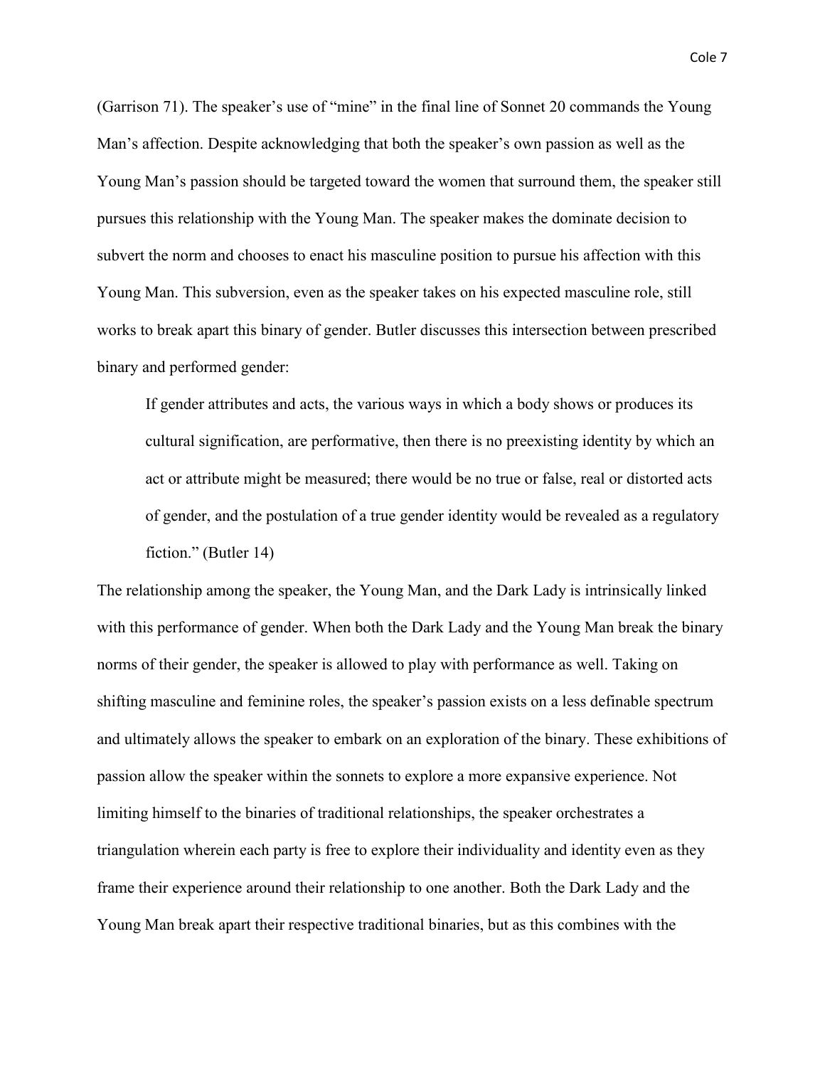(Garrison 71). The speaker's use of "mine" in the final line of Sonnet 20 commands the Young Man's affection. Despite acknowledging that both the speaker's own passion as well as the Young Man's passion should be targeted toward the women that surround them, the speaker still pursues this relationship with the Young Man. The speaker makes the dominate decision to subvert the norm and chooses to enact his masculine position to pursue his affection with this Young Man. This subversion, even as the speaker takes on his expected masculine role, still works to break apart this binary of gender. Butler discusses this intersection between prescribed binary and performed gender:

> If gender attributes and acts, the various ways in which a body shows or produces its cultural signification, are performative, then there is no preexisting identity by which an act or attribute might be measured; there would be no true or false, real or distorted acts of gender, and the postulation of a true gender identity would be revealed as a regulatory fiction." (Butler 14)

The relationship among the speaker, the Young Man, and the Dark Lady is intrinsically linked with this performance of gender. When both the Dark Lady and the Young Man break the binary norms of their gender, the speaker is allowed to play with performance as well. Taking on shifting masculine and feminine roles, the speaker's passion exists on a less definable spectrum and ultimately allows the speaker to embark on an exploration of the binary. These exhibitions of passion allow the speaker within the sonnets to explore a more expansive experience. Not limiting himself to the binaries of traditional relationships, the speaker orchestrates a triangulation wherein each party is free to explore their individuality and identity even as they frame their experience around their relationship to one another. Both the Dark Lady and the Young Man break apart their respective traditional binaries, but as this combines with the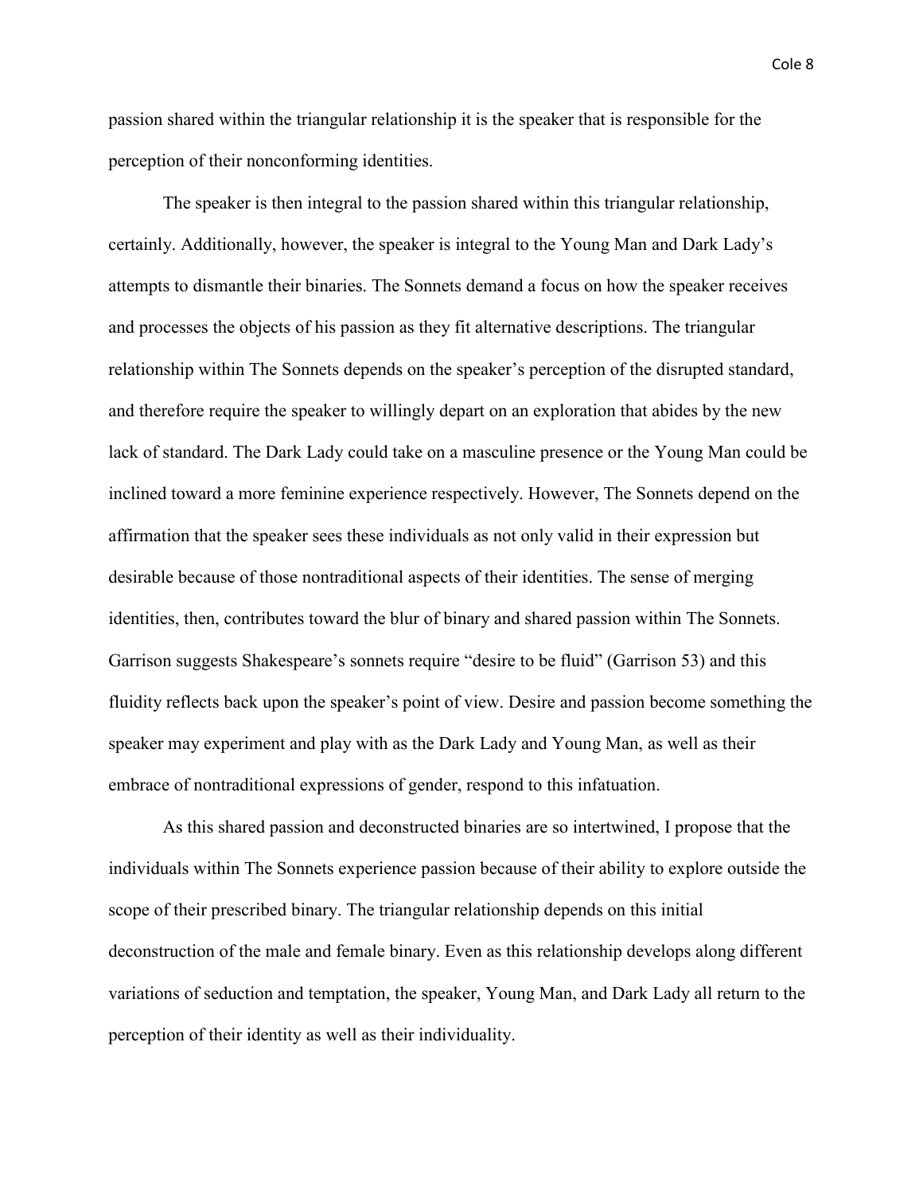passion shared within the triangular relationship it is the speaker that is responsible for the perception of their nonconforming identities.

The speaker is then integral to the passion shared within this triangular relationship, certainly. Additionally, however, the speaker is integral to the Young Man and Dark Lady's attempts to dismantle their binaries. The Sonnets demand a focus on how the speaker receives and processes the objects of his passion as they fit alternative descriptions. The triangular relationship within The Sonnets depends on the speaker's perception of the disrupted standard, and therefore require the speaker to willingly depart on an exploration that abides by the new lack of standard. The Dark Lady could take on a masculine presence or the Young Man could be inclined toward a more feminine experience respectively. However, The Sonnets depend on the affirmation that the speaker sees these individuals as not only valid in their expression but desirable because of those nontraditional aspects of their identities. The sense of merging identities, then, contributes toward the blur of binary and shared passion within The Sonnets. Garrison suggests Shakespeare's sonnets require "desire to be fluid" (Garrison 53) and this fluidity reflects back upon the speaker's point of view. Desire and passion become something the speaker may experiment and play with as the Dark Lady and Young Man, as well as their embrace of nontraditional expressions of gender, respond to this infatuation.

As this shared passion and deconstructed binaries are so intertwined, I propose that the individuals within The Sonnets experience passion because of their ability to explore outside the scope of their prescribed binary. The triangular relationship depends on this initial deconstruction of the male and female binary. Even as this relationship develops along different variations of seduction and temptation, the speaker, Young Man, and Dark Lady all return to the perception of their identity as well as their individuality.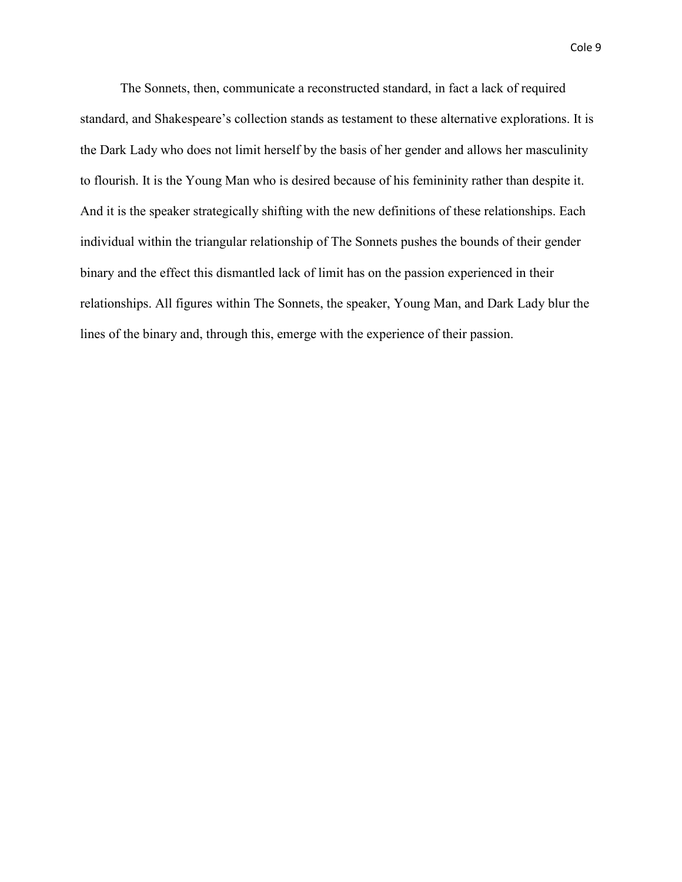The Sonnets, then, communicate a reconstructed standard, in fact a lack of required standard, and Shakespeare's collection stands as testament to these alternative explorations. It is the Dark Lady who does not limit herself by the basis of her gender and allows her masculinity to flourish. It is the Young Man who is desired because of his femininity rather than despite it. And it is the speaker strategically shifting with the new definitions of these relationships. Each individual within the triangular relationship of The Sonnets pushes the bounds of their gender binary and the effect this dismantled lack of limit has on the passion experienced in their relationships. All figures within The Sonnets, the speaker, Young Man, and Dark Lady blur the lines of the binary and, through this, emerge with the experience of their passion.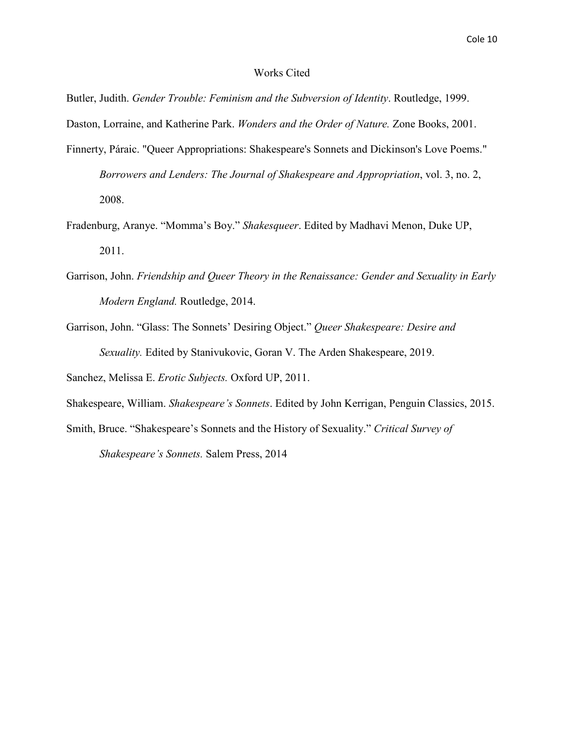# Works Cited

Butler, Judith. *Gender Trouble: Feminism and the Subversion of Identity*. Routledge, 1999.

Daston, Lorraine, and Katherine Park. *Wonders and the Order of Nature.* Zone Books, 2001.

Finnerty, Páraic. "Queer Appropriations: Shakespeare's Sonnets and Dickinson's Love Poems." *Borrowers and Lenders: The Journal of Shakespeare and Appropriation*, vol. 3, no. 2, 2008.

Fradenburg, Aranye. "Momma's Boy." *Shakesqueer*. Edited by Madhavi Menon, Duke UP, 2011.

Garrison, John. *Friendship and Queer Theory in the Renaissance: Gender and Sexuality in Early Modern England.* Routledge, 2014.

Garrison, John. "Glass: The Sonnets' Desiring Object." *Queer Shakespeare: Desire and Sexuality.* Edited by Stanivukovic, Goran V. The Arden Shakespeare, 2019.

Sanchez, Melissa E. *Erotic Subjects.* Oxford UP, 2011.

Shakespeare, William. *Shakespeare's Sonnets*. Edited by John Kerrigan, Penguin Classics, 2015.

Smith, Bruce. "Shakespeare's Sonnets and the History of Sexuality." *Critical Survey of Shakespeare's Sonnets.* Salem Press, 2014